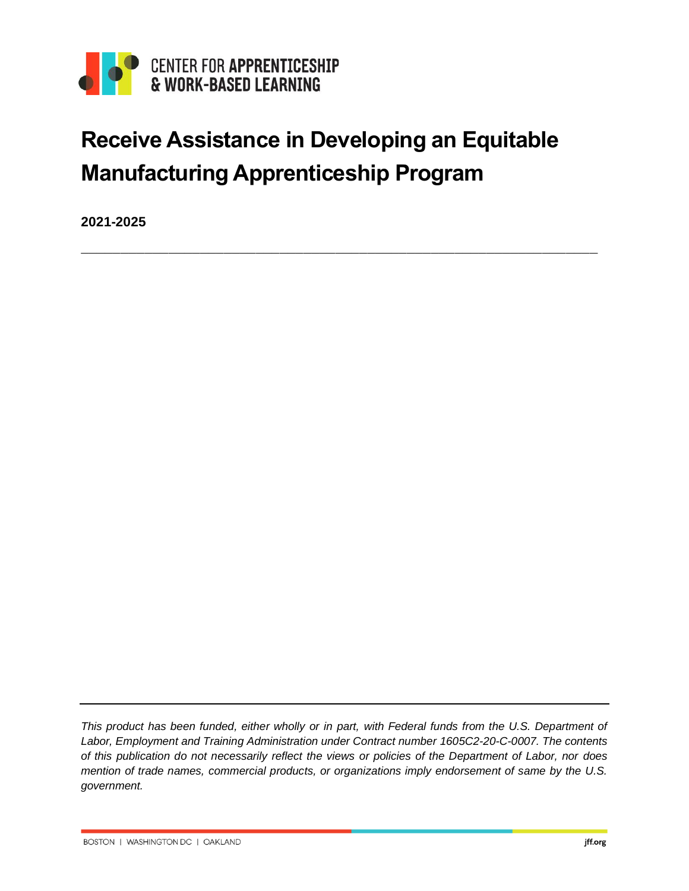CENTER FOR **APPRENTICESHIP**
**& WORK-BASED LEARNING**

# Receive Assistance in Developing an Equitable Manufacturing Apprenticeship Program

**2021-2025**

---

*This product has been funded, either wholly or in part, with Federal funds from the U.S. Department of Labor, Employment and Training Administration under Contract number 1605C2-20-C-0007. The contents of this publication do not necessarily reflect the views or policies of the Department of Labor, nor does mention of trade names, commercial products, or organizations imply endorsement of same by the U.S. government.*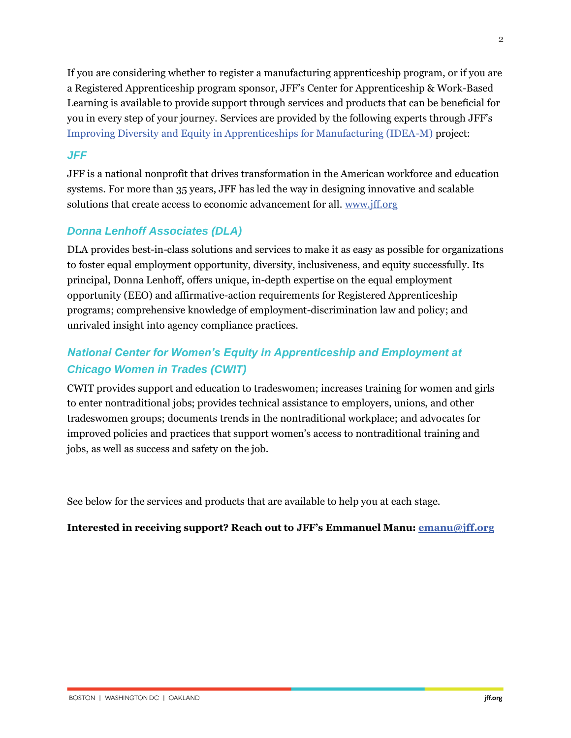If you are considering whether to register a manufacturing apprenticeship program, or if you are a Registered Apprenticeship program sponsor, JFF's Center for Apprenticeship & Work-Based Learning is available to provide support through services and products that can be beneficial for you in every step of your journey. Services are provided by the following experts through JFF's [Improving Diversity and Equity in Apprenticeships for Manufacturing (IDEA-M)]() project:

### *JFF*

JFF is a national nonprofit that drives transformation in the American workforce and education systems. For more than 35 years, JFF has led the way in designing innovative and scalable solutions that create access to economic advancement for all. [www.jff.org](http://www.jff.org)

### *Donna Lenhoff Associates (DLA)*

DLA provides best-in-class solutions and services to make it as easy as possible for organizations to foster equal employment opportunity, diversity, inclusiveness, and equity successfully. Its principal, Donna Lenhoff, offers unique, in-depth expertise on the equal employment opportunity (EEO) and affirmative-action requirements for Registered Apprenticeship programs; comprehensive knowledge of employment-discrimination law and policy; and unrivaled insight into agency compliance practices.

### *National Center for Women's Equity in Apprenticeship and Employment at Chicago Women in Trades (CWIT)*

CWIT provides support and education to tradeswomen; increases training for women and girls to enter nontraditional jobs; provides technical assistance to employers, unions, and other tradeswomen groups; documents trends in the nontraditional workplace; and advocates for improved policies and practices that support women's access to nontraditional training and jobs, as well as success and safety on the job.

See below for the services and products that are available to help you at each stage.

**Interested in receiving support? Reach out to JFF's Emmanuel Manu: [emanu@jff.org](mailto:emanu@jff.org)**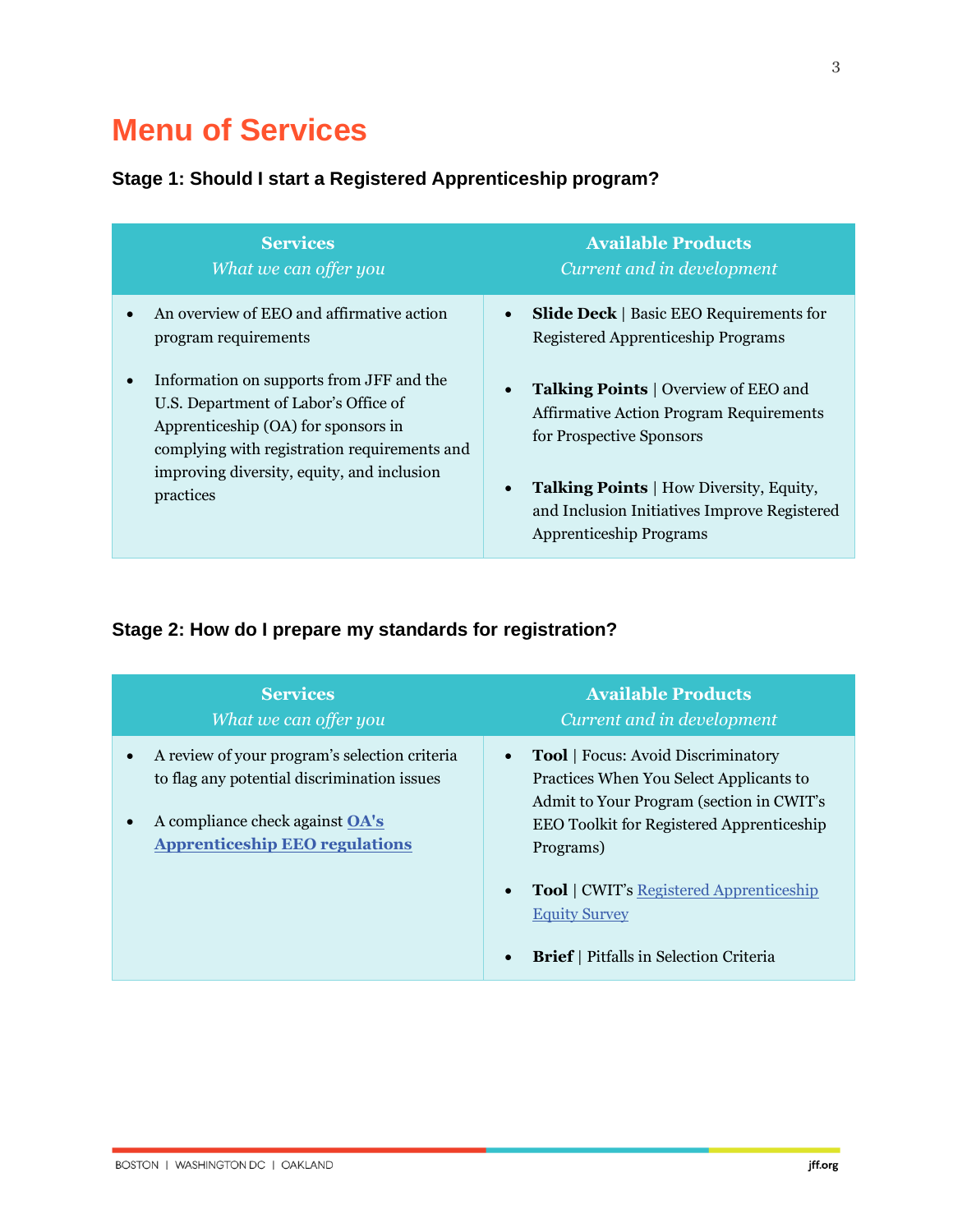# Menu of Services

### Stage 1: Should I start a Registered Apprenticeship program?

| **Services**<br>*What we can offer you* | **Available Products**<br>*Current and in development* |
|---|---|
| • An overview of EEO and affirmative action program requirements<br><br>• Information on supports from JFF and the U.S. Department of Labor's Office of Apprenticeship (OA) for sponsors in complying with registration requirements and improving diversity, equity, and inclusion practices | • **Slide Deck** \| Basic EEO Requirements for Registered Apprenticeship Programs<br><br>• **Talking Points** \| Overview of EEO and Affirmative Action Program Requirements for Prospective Sponsors<br><br>• **Talking Points** \| How Diversity, Equity, and Inclusion Initiatives Improve Registered Apprenticeship Programs |

### Stage 2: How do I prepare my standards for registration?

| **Services**<br>*What we can offer you* | **Available Products**<br>*Current and in development* |
|---|---|
| • A review of your program's selection criteria to flag any potential discrimination issues<br><br>• A compliance check against **OA's Apprenticeship EEO regulations** | • **Tool** \| Focus: Avoid Discriminatory Practices When You Select Applicants to Admit to Your Program (section in CWIT's EEO Toolkit for Registered Apprenticeship Programs)<br><br>• **Tool** \| CWIT's Registered Apprenticeship Equity Survey<br><br>• **Brief** \| Pitfalls in Selection Criteria |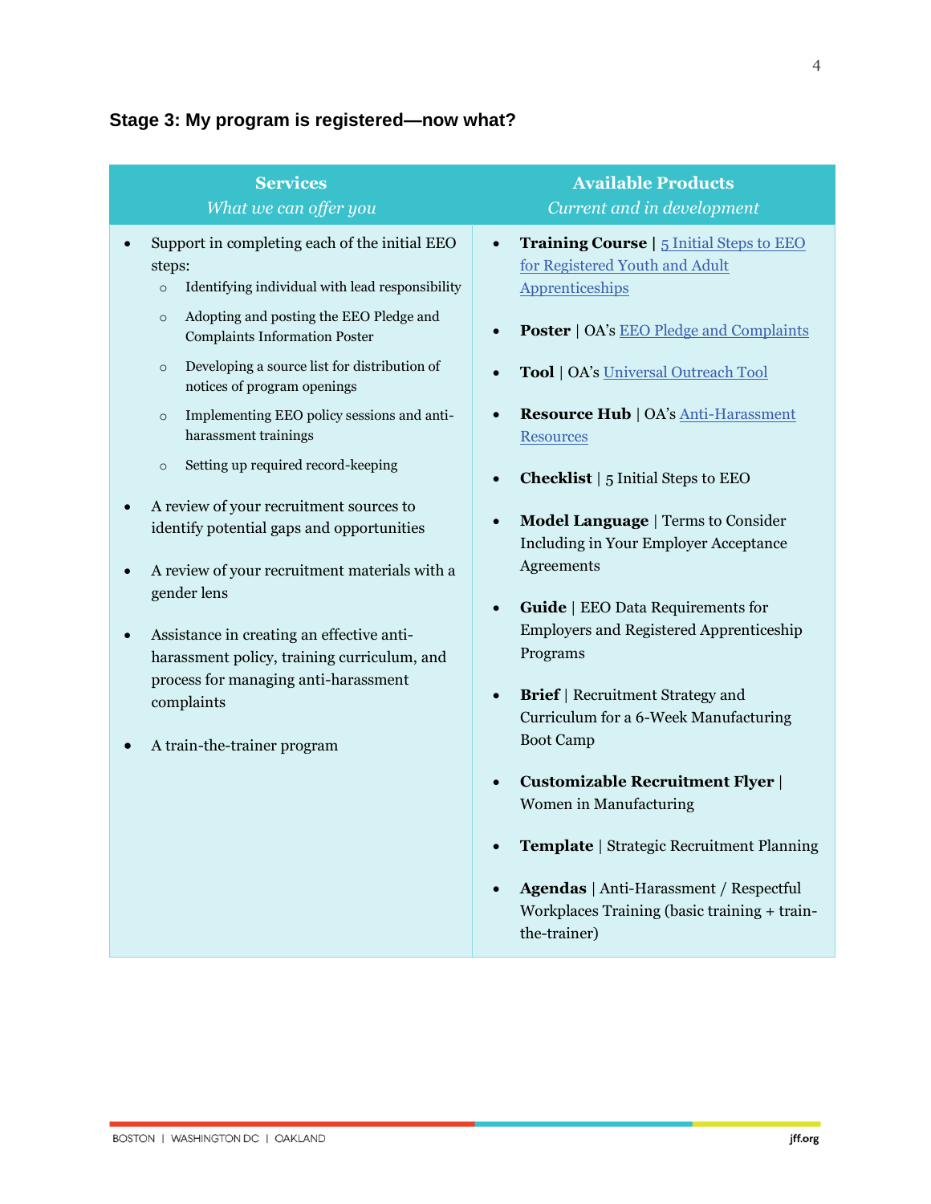### Stage 3: My program is registered—now what?

| **Services**<br>*What we can offer you* | **Available Products**<br>*Current and in development* |
|---|---|
| • Support in completing each of the initial EEO steps:<br>  ○ Identifying individual with lead responsibility<br>  ○ Adopting and posting the EEO Pledge and Complaints Information Poster<br>  ○ Developing a source list for distribution of notices of program openings<br>  ○ Implementing EEO policy sessions and anti-harassment trainings<br>  ○ Setting up required record-keeping<br>• A review of your recruitment sources to identify potential gaps and opportunities<br>• A review of your recruitment materials with a gender lens<br>• Assistance in creating an effective anti-harassment policy, training curriculum, and process for managing anti-harassment complaints<br>• A train-the-trainer program | • **Training Course** \| 5 Initial Steps to EEO for Registered Youth and Adult Apprenticeships<br>• **Poster** \| OA's EEO Pledge and Complaints<br>• **Tool** \| OA's Universal Outreach Tool<br>• **Resource Hub** \| OA's Anti-Harassment Resources<br>• **Checklist** \| 5 Initial Steps to EEO<br>• **Model Language** \| Terms to Consider Including in Your Employer Acceptance Agreements<br>• **Guide** \| EEO Data Requirements for Employers and Registered Apprenticeship Programs<br>• **Brief** \| Recruitment Strategy and Curriculum for a 6-Week Manufacturing Boot Camp<br>• **Customizable Recruitment Flyer** \| Women in Manufacturing<br>• **Template** \| Strategic Recruitment Planning<br>• **Agendas** \| Anti-Harassment / Respectful Workplaces Training (basic training + train-the-trainer) |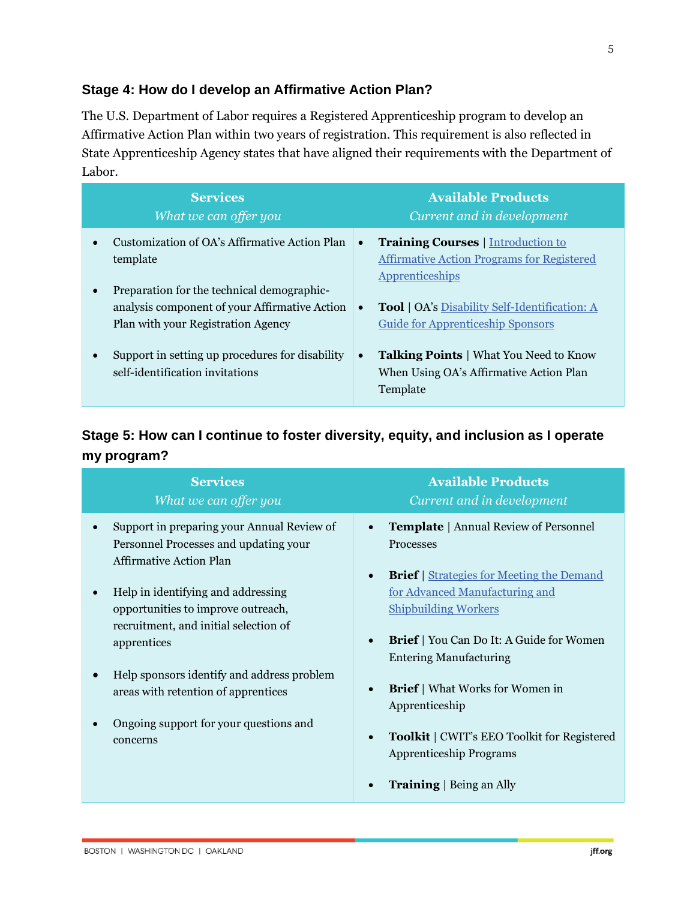### Stage 4: How do I develop an Affirmative Action Plan?

The U.S. Department of Labor requires a Registered Apprenticeship program to develop an Affirmative Action Plan within two years of registration. This requirement is also reflected in State Apprenticeship Agency states that have aligned their requirements with the Department of Labor.

| **Services**<br>*What we can offer you* | **Available Products**<br>*Current and in development* |
|---|---|
| • Customization of OA's Affirmative Action Plan template<br>• Preparation for the technical demographic-analysis component of your Affirmative Action Plan with your Registration Agency<br>• Support in setting up procedures for disability self-identification invitations | • **Training Courses** \| Introduction to Affirmative Action Programs for Registered Apprenticeships<br>• **Tool** \| OA's Disability Self-Identification: A Guide for Apprenticeship Sponsors<br>• **Talking Points** \| What You Need to Know When Using OA's Affirmative Action Plan Template |

### Stage 5: How can I continue to foster diversity, equity, and inclusion as I operate my program?

| **Services**<br>*What we can offer you* | **Available Products**<br>*Current and in development* |
|---|---|
| • Support in preparing your Annual Review of Personnel Processes and updating your Affirmative Action Plan<br>• Help in identifying and addressing opportunities to improve outreach, recruitment, and initial selection of apprentices<br>• Help sponsors identify and address problem areas with retention of apprentices<br>• Ongoing support for your questions and concerns | • **Template** \| Annual Review of Personnel Processes<br>• **Brief** \| Strategies for Meeting the Demand for Advanced Manufacturing and Shipbuilding Workers<br>• **Brief** \| You Can Do It: A Guide for Women Entering Manufacturing<br>• **Brief** \| What Works for Women in Apprenticeship<br>• **Toolkit** \| CWIT's EEO Toolkit for Registered Apprenticeship Programs<br>• **Training** \| Being an Ally |